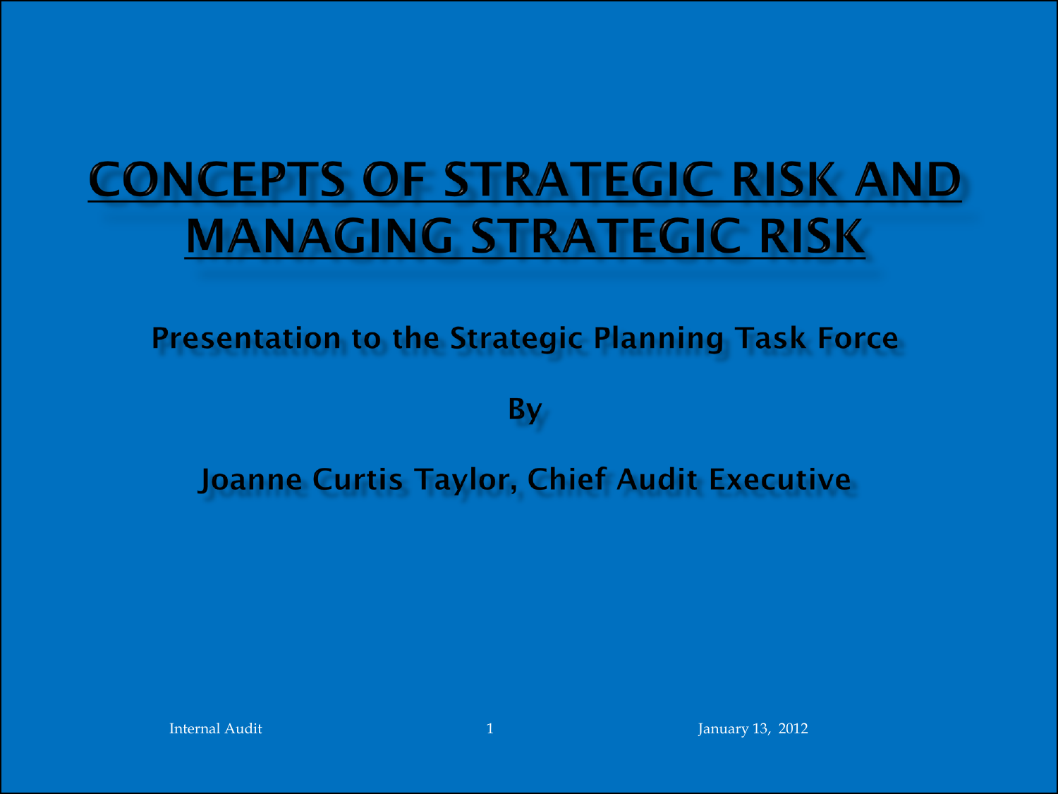# CONCEPTS OF STRATEGIC RISK AND MANAGING STRATEGIC RISK

Presentation to the Strategic Planning Task Force

By

Joanne Curtis Taylor, Chief Audit Executive

Internal Audit

January 13, 2012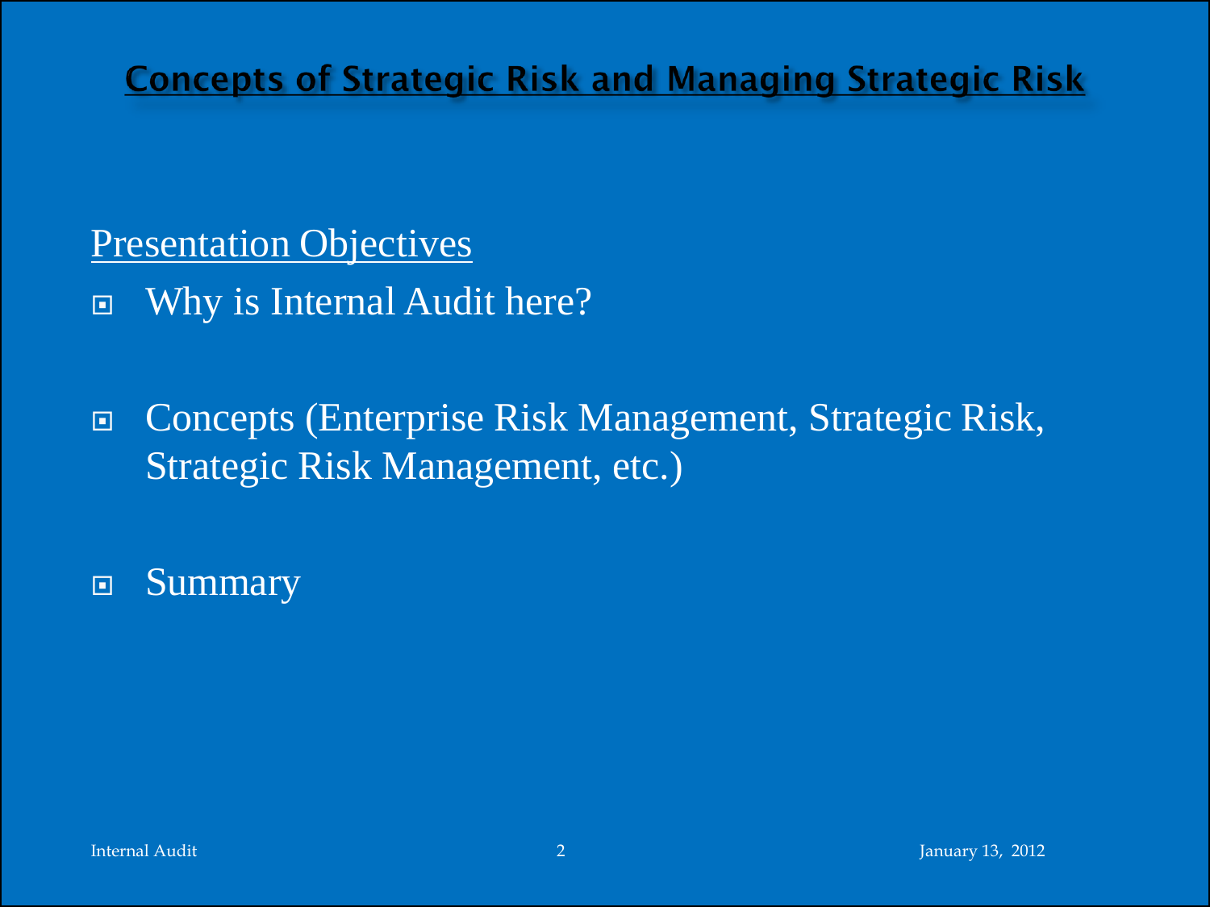## Concepts of Strategic Risk and Managing Strategic Risk

Presentation Objectives

- Why is Internal Audit here?
- Concepts (Enterprise Risk Management, Strategic Risk, Strategic Risk Management, etc.)
- Summary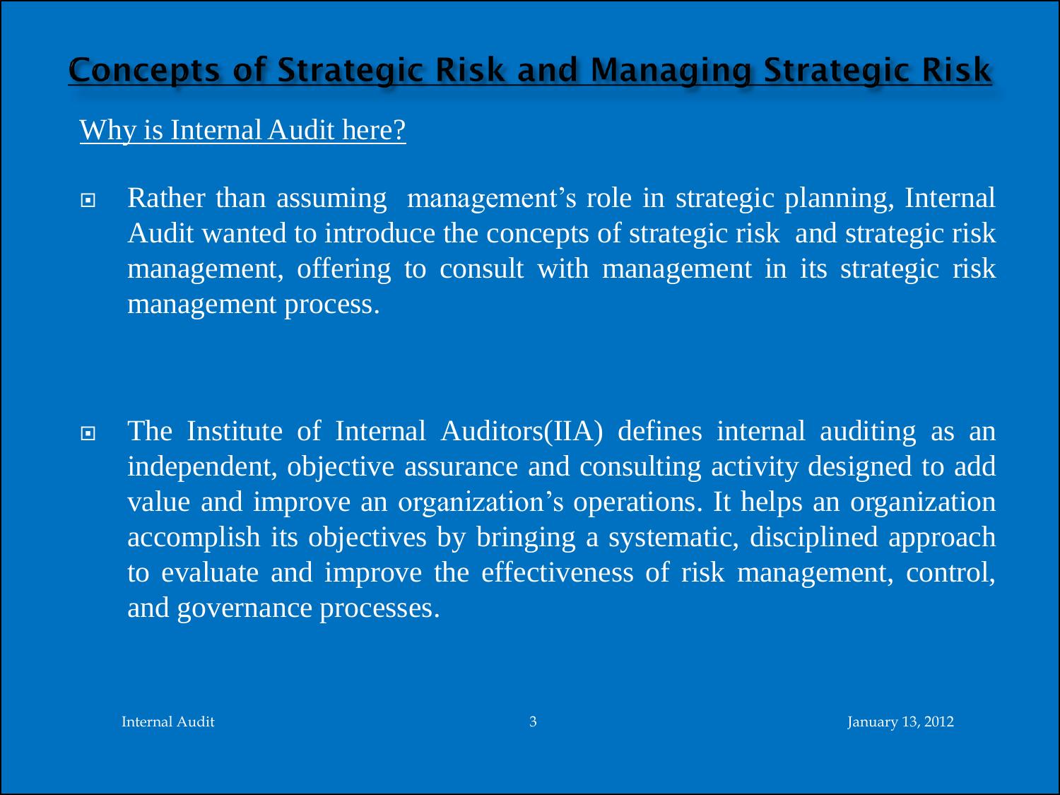# Concepts of Strategic Risk and Managing Strategic Risk

Why is Internal Audit here?

- Rather than assuming management's role in strategic planning, Internal Audit wanted to introduce the concepts of strategic risk and strategic risk management, offering to consult with management in its strategic risk management process.

- The Institute of Internal Auditors(IIA) defines internal auditing as an independent, objective assurance and consulting activity designed to add value and improve an organization's operations. It helps an organization accomplish its objectives by bringing a systematic, disciplined approach to evaluate and improve the effectiveness of risk management, control, and governance processes.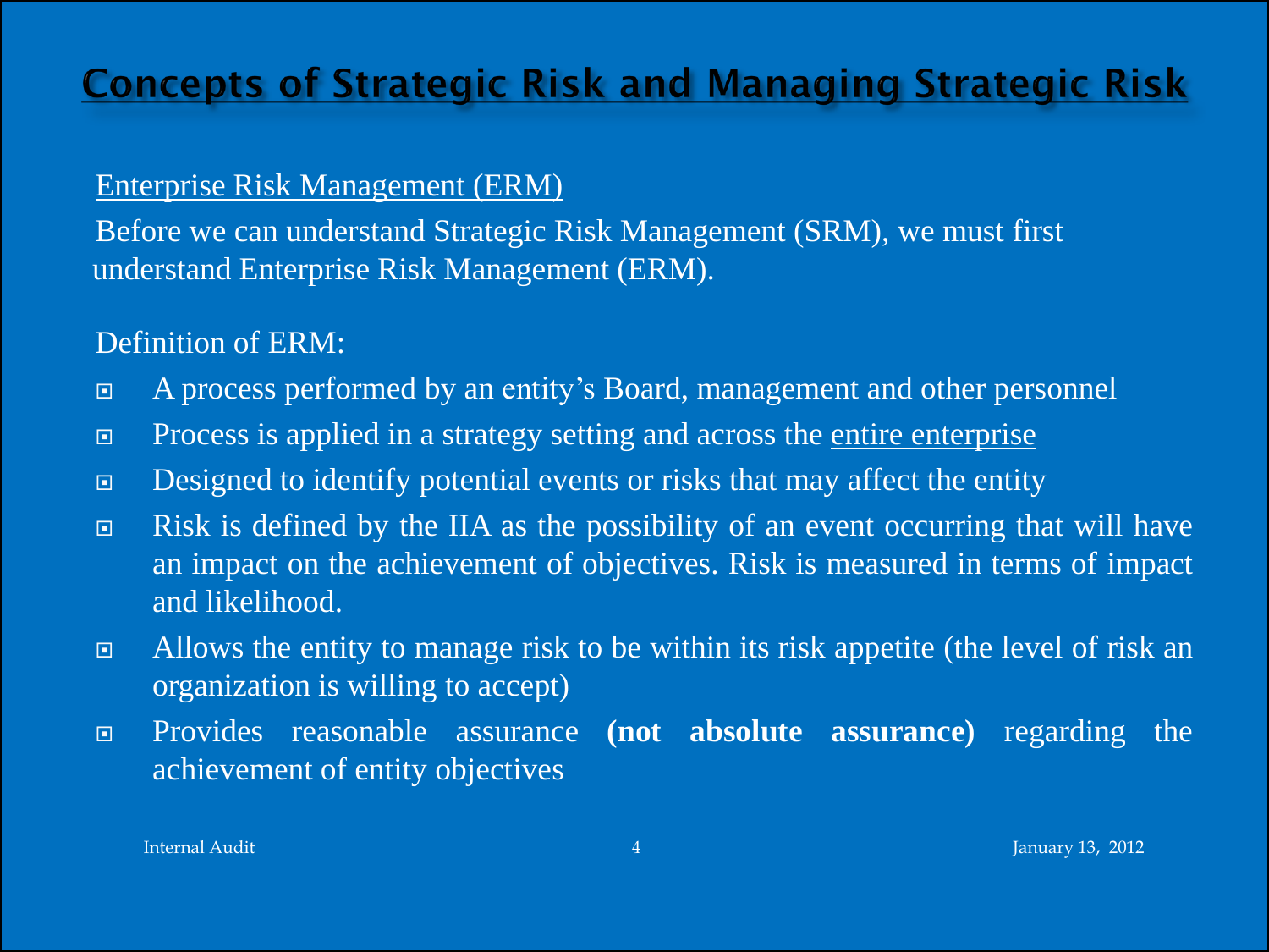# Concepts of Strategic Risk and Managing Strategic Risk

Enterprise Risk Management (ERM)

Before we can understand Strategic Risk Management (SRM), we must first understand Enterprise Risk Management (ERM).

Definition of ERM:

- A process performed by an entity's Board, management and other personnel
- Process is applied in a strategy setting and across the entire enterprise
- Designed to identify potential events or risks that may affect the entity
- Risk is defined by the IIA as the possibility of an event occurring that will have an impact on the achievement of objectives. Risk is measured in terms of impact and likelihood.
- Allows the entity to manage risk to be within its risk appetite (the level of risk an organization is willing to accept)
- Provides reasonable assurance **(not absolute assurance)** regarding the achievement of entity objectives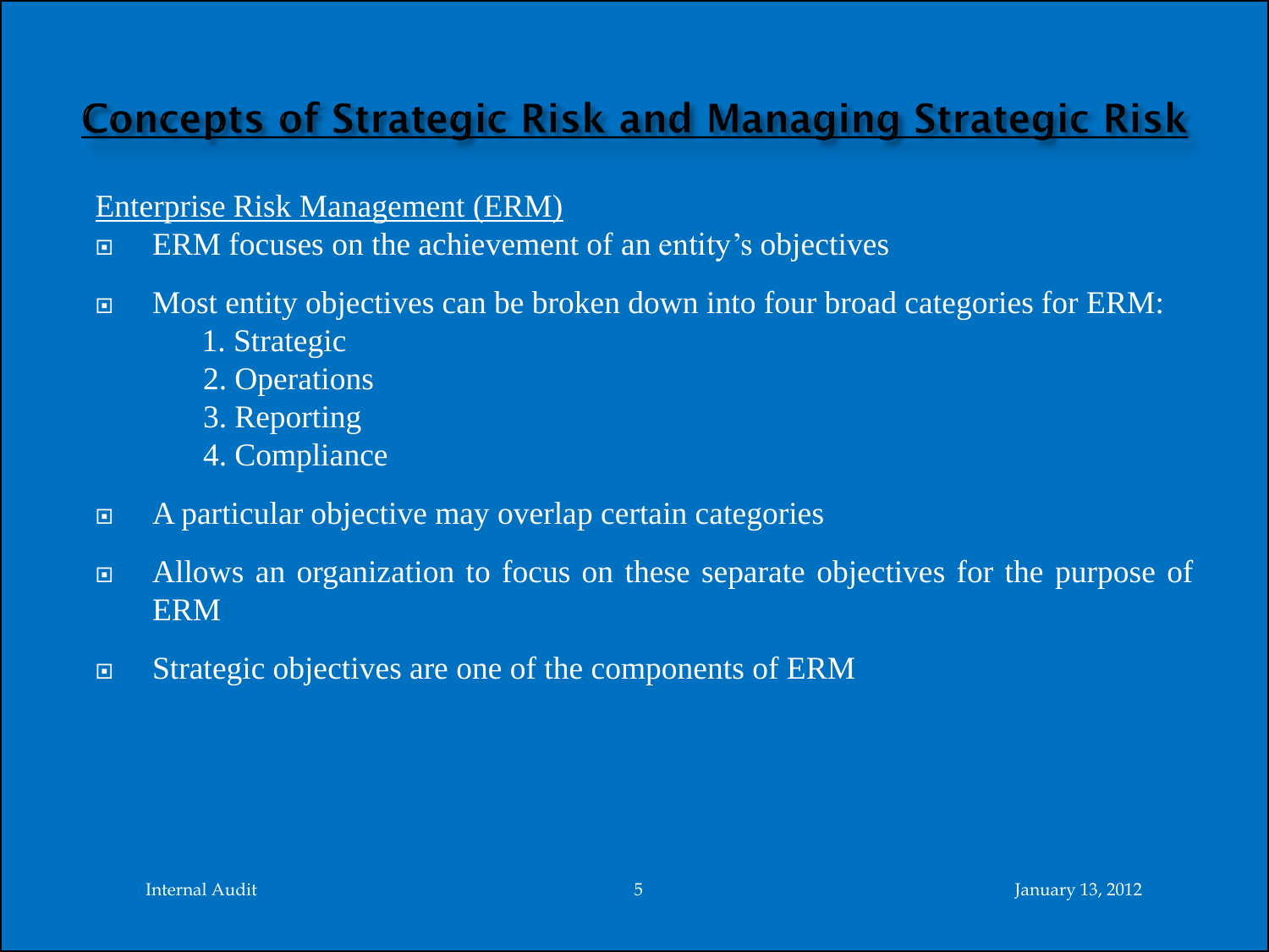# Concepts of Strategic Risk and Managing Strategic Risk

Enterprise Risk Management (ERM)

- ERM focuses on the achievement of an entity's objectives
- Most entity objectives can be broken down into four broad categories for ERM:
  1. Strategic
  2. Operations
  3. Reporting
  4. Compliance
- A particular objective may overlap certain categories
- Allows an organization to focus on these separate objectives for the purpose of ERM
- Strategic objectives are one of the components of ERM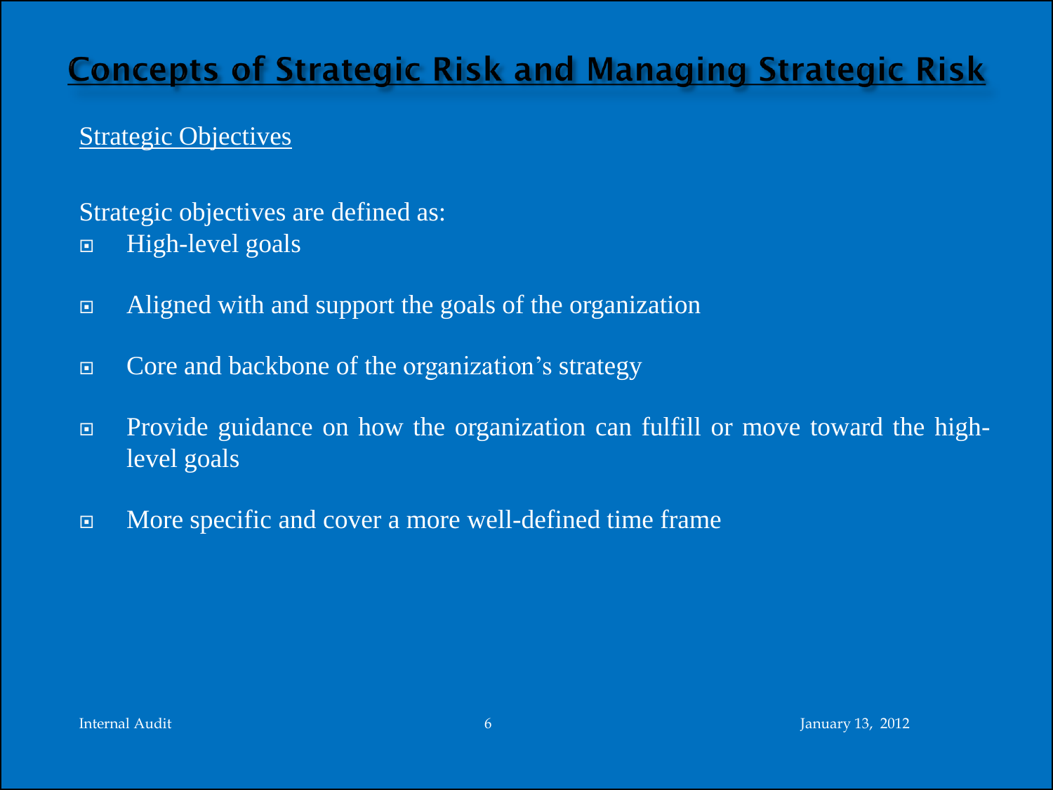# Concepts of Strategic Risk and Managing Strategic Risk

## Strategic Objectives

Strategic objectives are defined as:

- High-level goals
- Aligned with and support the goals of the organization
- Core and backbone of the organization's strategy
- Provide guidance on how the organization can fulfill or move toward the high-level goals
- More specific and cover a more well-defined time frame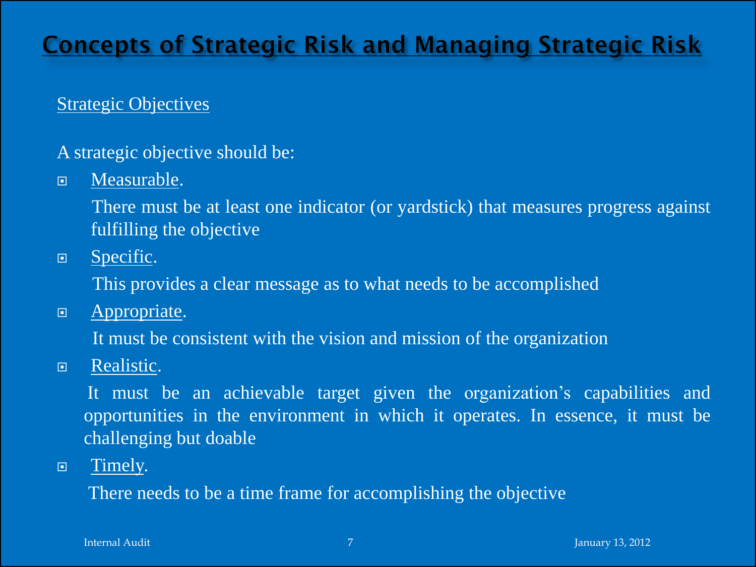# Concepts of Strategic Risk and Managing Strategic Risk

## Strategic Objectives

A strategic objective should be:

- Measurable.

  There must be at least one indicator (or yardstick) that measures progress against fulfilling the objective

- Specific.

  This provides a clear message as to what needs to be accomplished

- Appropriate.

  It must be consistent with the vision and mission of the organization

- Realistic.

  It must be an achievable target given the organization's capabilities and opportunities in the environment in which it operates. In essence, it must be challenging but doable

- Timely.

  There needs to be a time frame for accomplishing the objective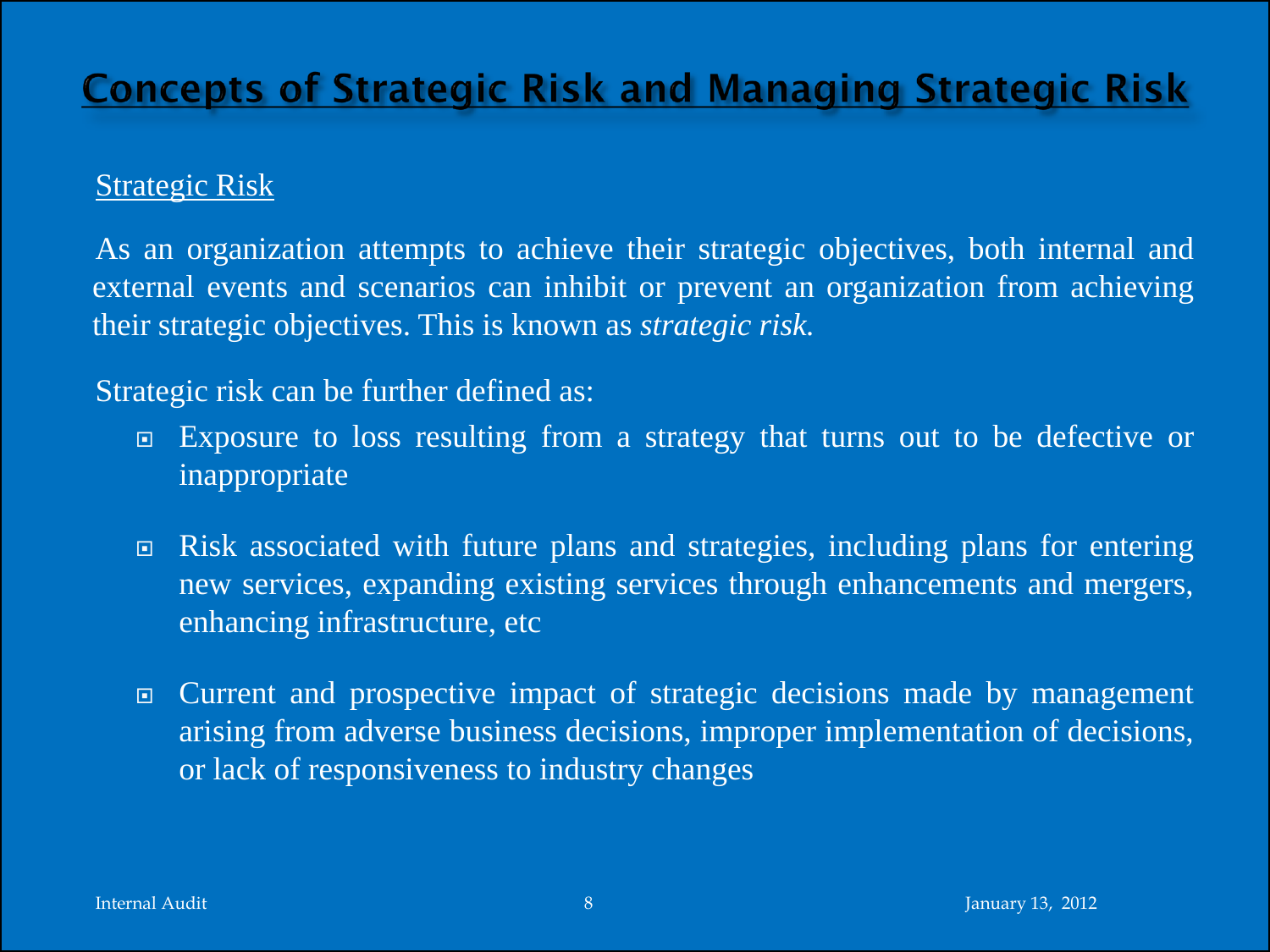# Concepts of Strategic Risk and Managing Strategic Risk

## Strategic Risk

As an organization attempts to achieve their strategic objectives, both internal and external events and scenarios can inhibit or prevent an organization from achieving their strategic objectives. This is known as *strategic risk.*

Strategic risk can be further defined as:

- Exposure to loss resulting from a strategy that turns out to be defective or inappropriate
- Risk associated with future plans and strategies, including plans for entering new services, expanding existing services through enhancements and mergers, enhancing infrastructure, etc
- Current and prospective impact of strategic decisions made by management arising from adverse business decisions, improper implementation of decisions, or lack of responsiveness to industry changes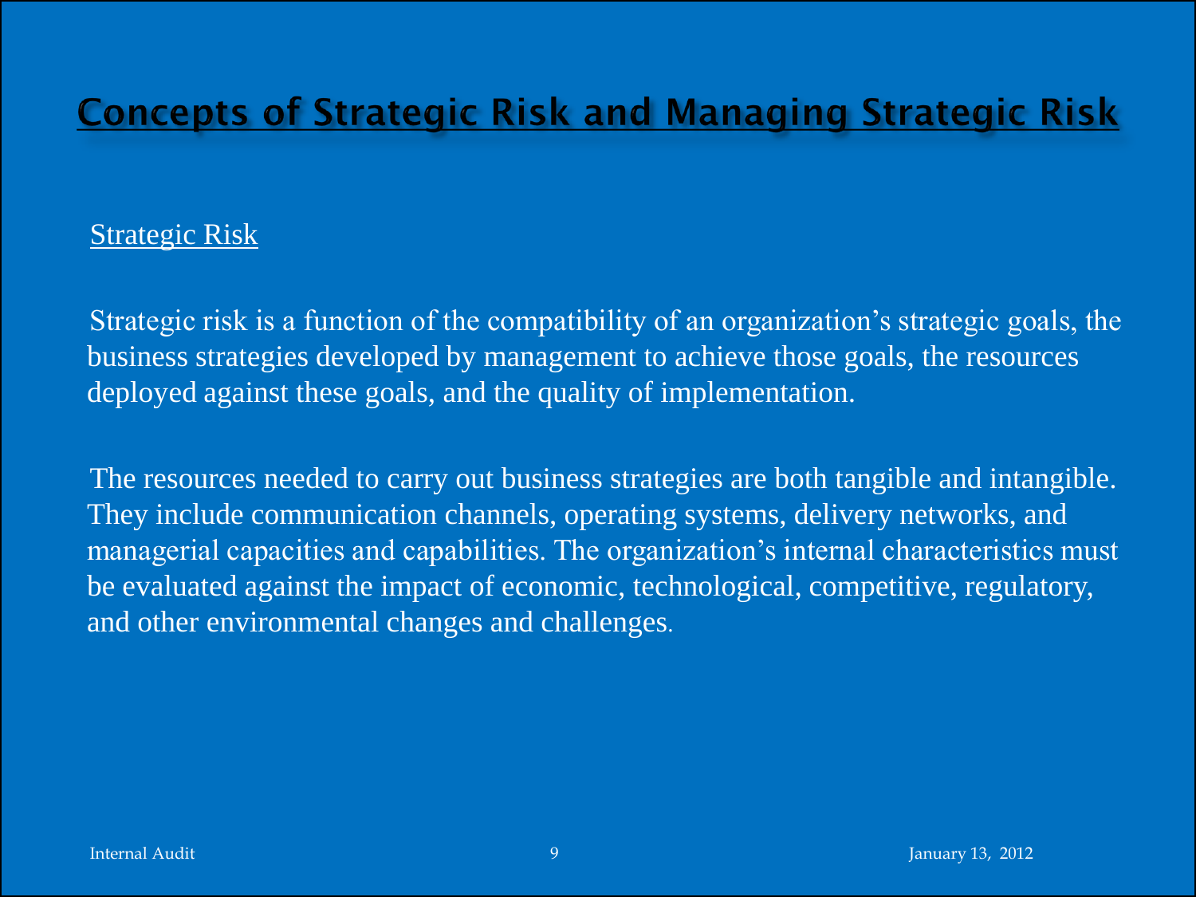# Concepts of Strategic Risk and Managing Strategic Risk

## Strategic Risk

Strategic risk is a function of the compatibility of an organization's strategic goals, the business strategies developed by management to achieve those goals, the resources deployed against these goals, and the quality of implementation.

The resources needed to carry out business strategies are both tangible and intangible. They include communication channels, operating systems, delivery networks, and managerial capacities and capabilities. The organization's internal characteristics must be evaluated against the impact of economic, technological, competitive, regulatory, and other environmental changes and challenges.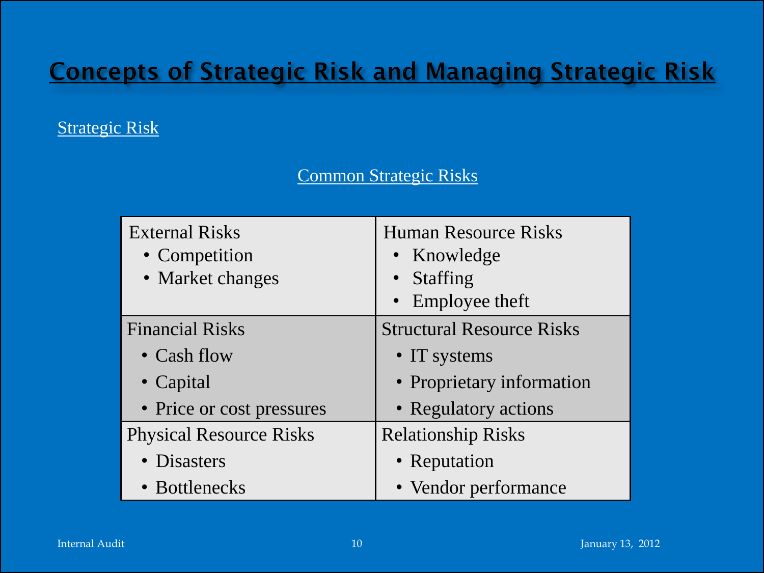# Concepts of Strategic Risk and Managing Strategic Risk

## Strategic Risk

### Common Strategic Risks

| External Risks | Human Resource Risks |
|---|---|
| • Competition<br>• Market changes | • Knowledge<br>• Staffing<br>• Employee theft |
| **Financial Risks** | **Structural Resource Risks** |
| • Cash flow<br>• Capital<br>• Price or cost pressures | • IT systems<br>• Proprietary information<br>• Regulatory actions |
| **Physical Resource Risks** | **Relationship Risks** |
| • Disasters<br>• Bottlenecks | • Reputation<br>• Vendor performance |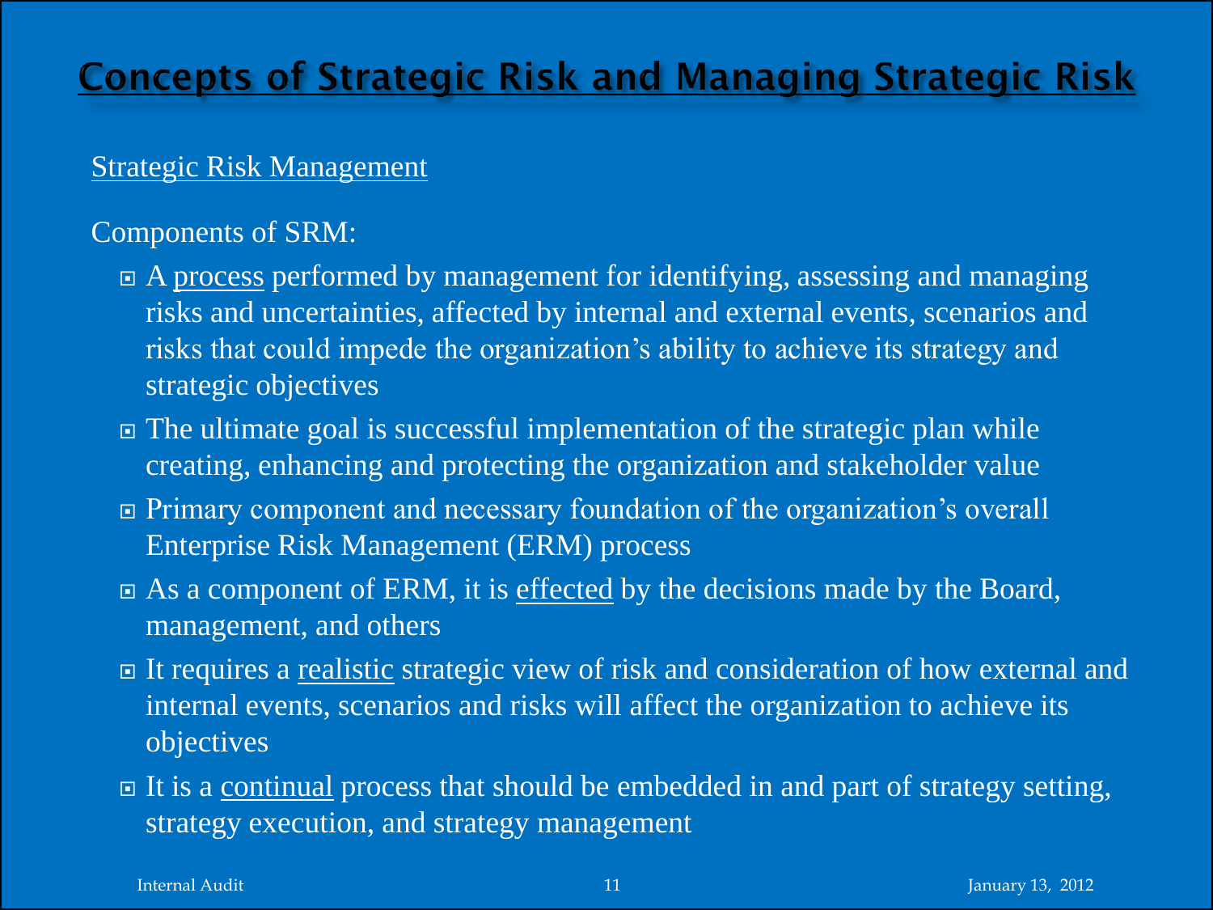# Concepts of Strategic Risk and Managing Strategic Risk

## Strategic Risk Management

Components of SRM:

- A process performed by management for identifying, assessing and managing risks and uncertainties, affected by internal and external events, scenarios and risks that could impede the organization's ability to achieve its strategy and strategic objectives
- The ultimate goal is successful implementation of the strategic plan while creating, enhancing and protecting the organization and stakeholder value
- Primary component and necessary foundation of the organization's overall Enterprise Risk Management (ERM) process
- As a component of ERM, it is effected by the decisions made by the Board, management, and others
- It requires a realistic strategic view of risk and consideration of how external and internal events, scenarios and risks will affect the organization to achieve its objectives
- It is a continual process that should be embedded in and part of strategy setting, strategy execution, and strategy management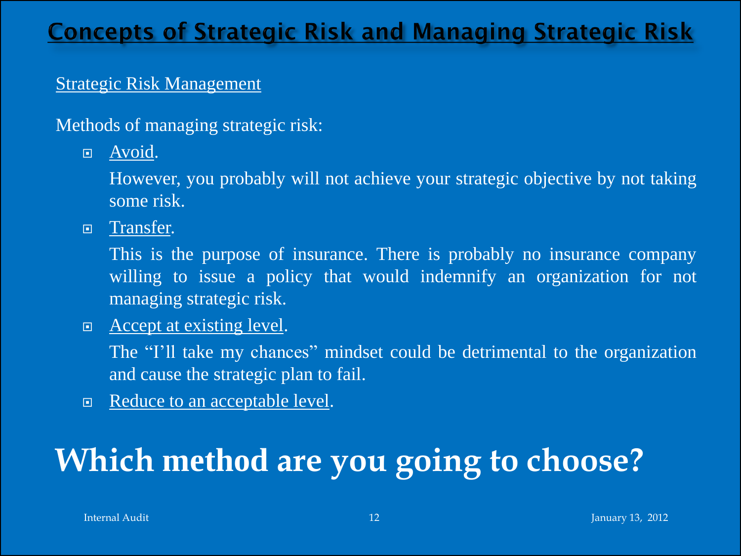# Concepts of Strategic Risk and Managing Strategic Risk

Strategic Risk Management

Methods of managing strategic risk:

- Avoid.

  However, you probably will not achieve your strategic objective by not taking some risk.

- Transfer.

  This is the purpose of insurance. There is probably no insurance company willing to issue a policy that would indemnify an organization for not managing strategic risk.

- Accept at existing level.

  The "I'll take my chances" mindset could be detrimental to the organization and cause the strategic plan to fail.

- Reduce to an acceptable level.

**Which method are you going to choose?**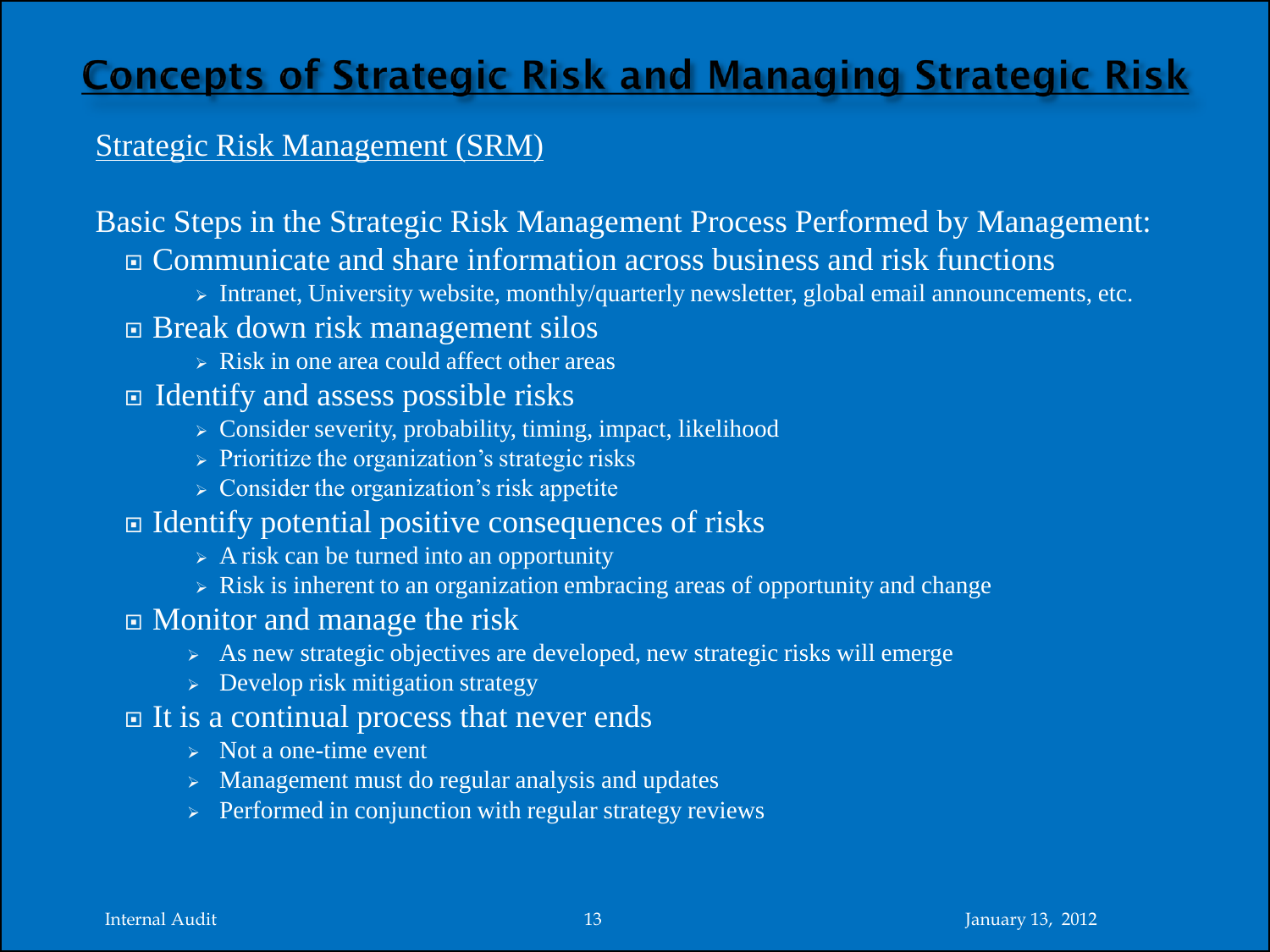# Concepts of Strategic Risk and Managing Strategic Risk

Strategic Risk Management (SRM)

Basic Steps in the Strategic Risk Management Process Performed by Management:

- Communicate and share information across business and risk functions
  - Intranet, University website, monthly/quarterly newsletter, global email announcements, etc.
- Break down risk management silos
  - Risk in one area could affect other areas
- Identify and assess possible risks
  - Consider severity, probability, timing, impact, likelihood
  - Prioritize the organization's strategic risks
  - Consider the organization's risk appetite
- Identify potential positive consequences of risks
  - A risk can be turned into an opportunity
  - Risk is inherent to an organization embracing areas of opportunity and change
- Monitor and manage the risk
  - As new strategic objectives are developed, new strategic risks will emerge
  - Develop risk mitigation strategy
- It is a continual process that never ends
  - Not a one-time event
  - Management must do regular analysis and updates
  - Performed in conjunction with regular strategy reviews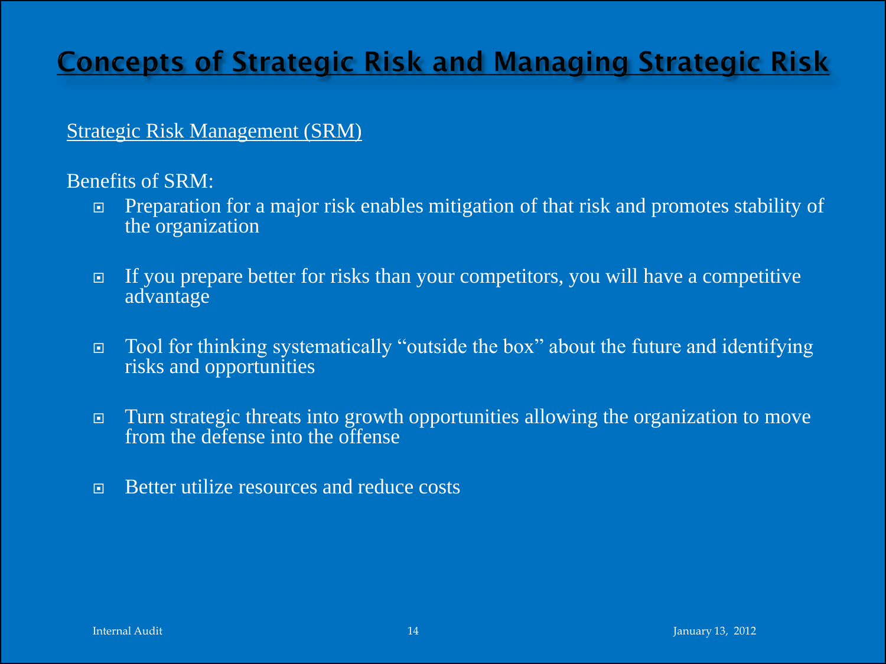# Concepts of Strategic Risk and Managing Strategic Risk

Strategic Risk Management (SRM)

Benefits of SRM:

- Preparation for a major risk enables mitigation of that risk and promotes stability of the organization
- If you prepare better for risks than your competitors, you will have a competitive advantage
- Tool for thinking systematically "outside the box" about the future and identifying risks and opportunities
- Turn strategic threats into growth opportunities allowing the organization to move from the defense into the offense
- Better utilize resources and reduce costs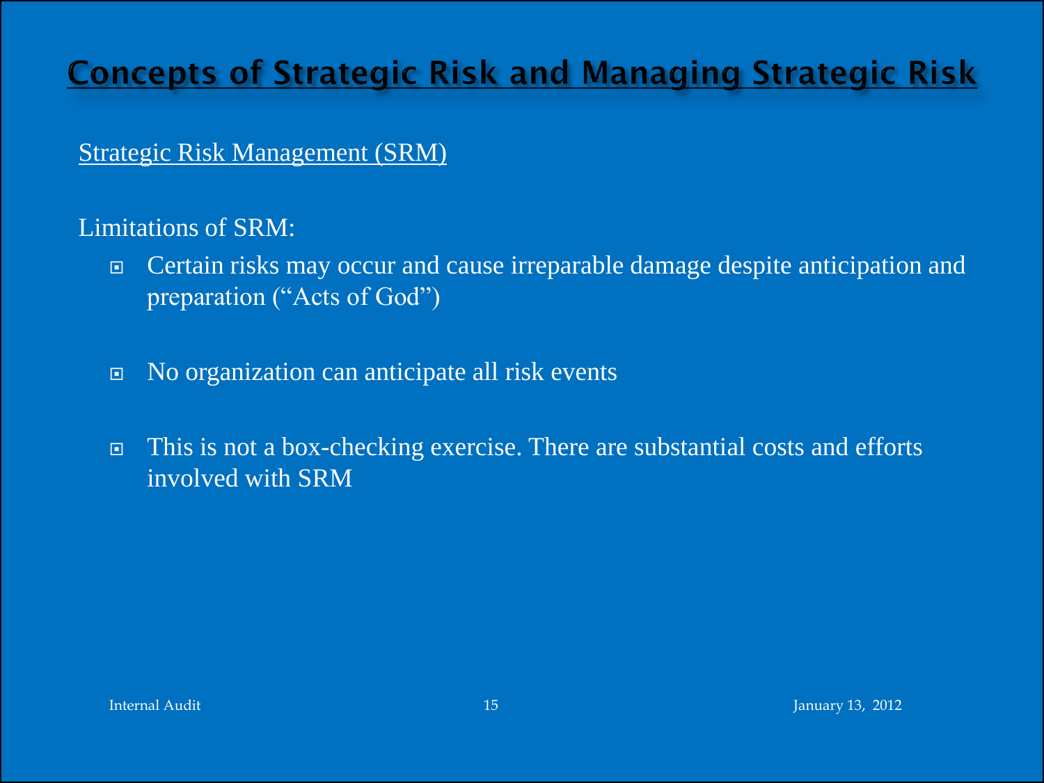# Concepts of Strategic Risk and Managing Strategic Risk

Strategic Risk Management (SRM)

Limitations of SRM:

- Certain risks may occur and cause irreparable damage despite anticipation and preparation (“Acts of God”)
- No organization can anticipate all risk events
- This is not a box-checking exercise. There are substantial costs and efforts involved with SRM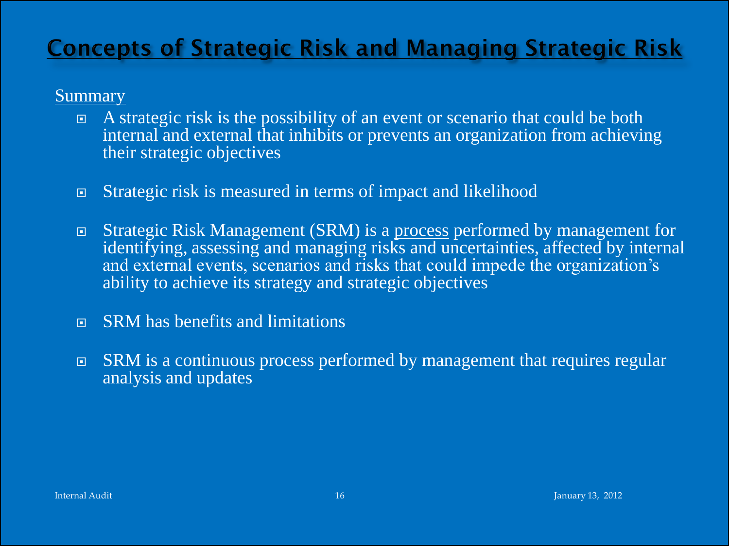# Concepts of Strategic Risk and Managing Strategic Risk

Summary

- A strategic risk is the possibility of an event or scenario that could be both internal and external that inhibits or prevents an organization from achieving their strategic objectives

- Strategic risk is measured in terms of impact and likelihood

- Strategic Risk Management (SRM) is a process performed by management for identifying, assessing and managing risks and uncertainties, affected by internal and external events, scenarios and risks that could impede the organization's ability to achieve its strategy and strategic objectives

- SRM has benefits and limitations

- SRM is a continuous process performed by management that requires regular analysis and updates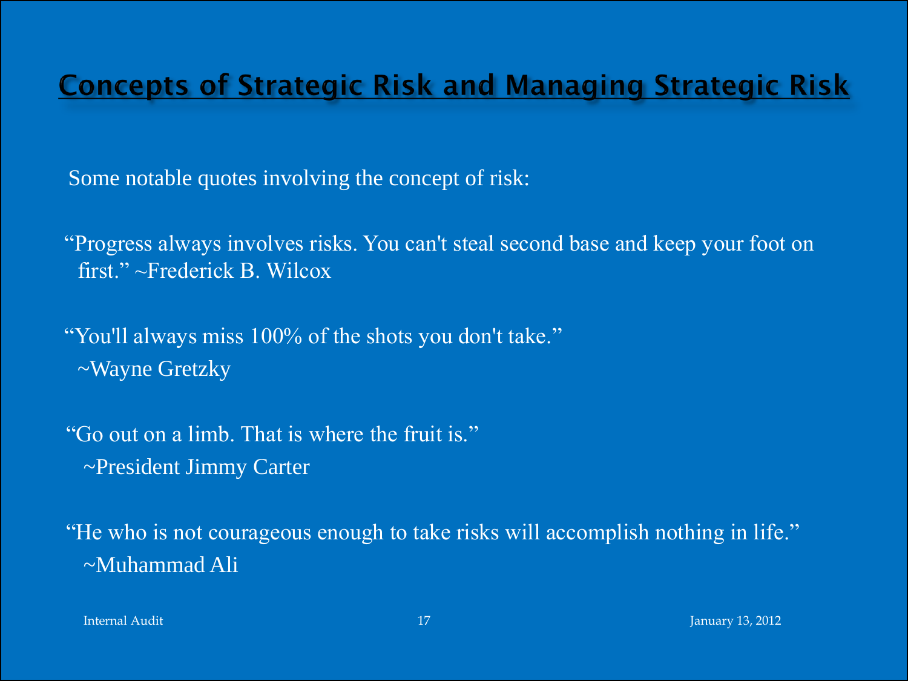# Concepts of Strategic Risk and Managing Strategic Risk

Some notable quotes involving the concept of risk:

"Progress always involves risks. You can't steal second base and keep your foot on first." ~Frederick B. Wilcox

"You'll always miss 100% of the shots you don't take." ~Wayne Gretzky

"Go out on a limb. That is where the fruit is." ~President Jimmy Carter

"He who is not courageous enough to take risks will accomplish nothing in life." ~Muhammad Ali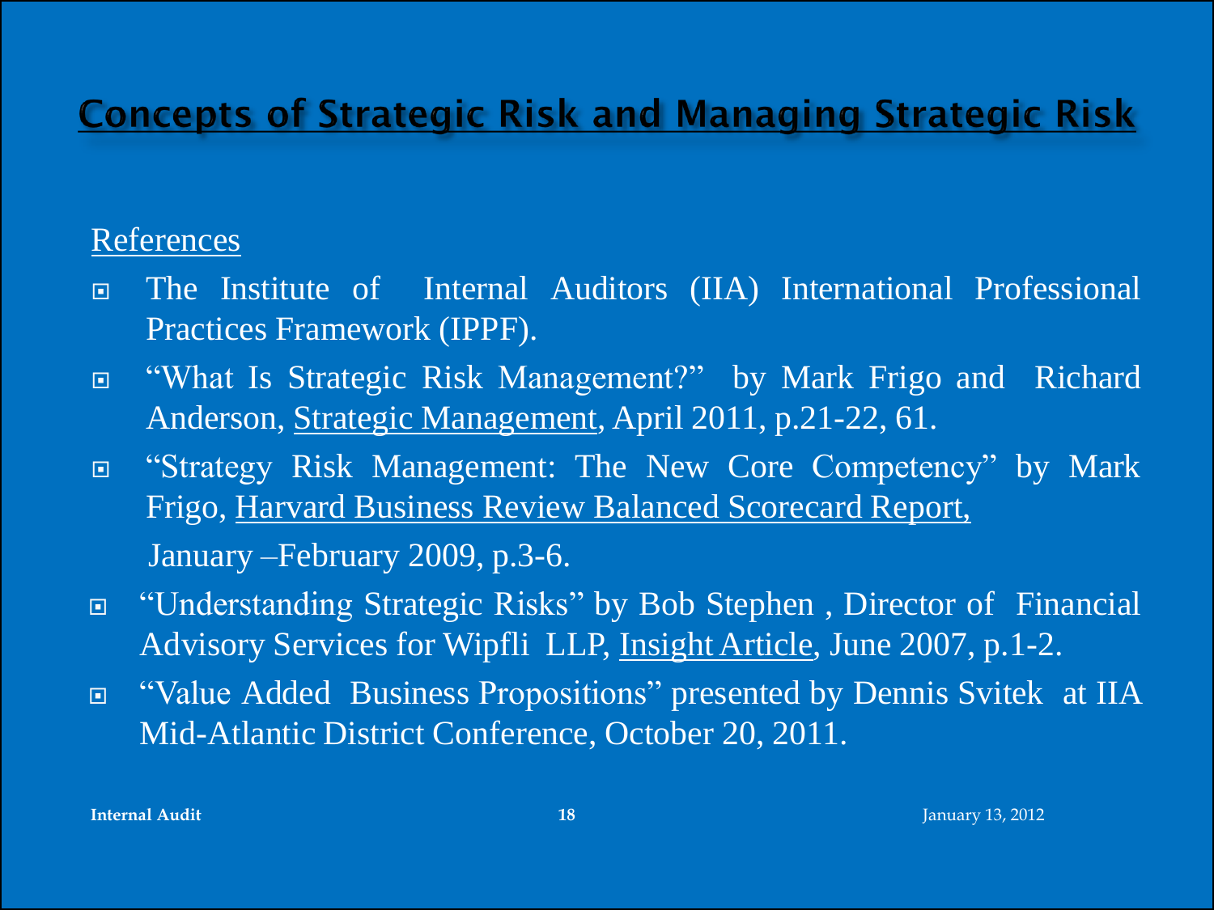## Concepts of Strategic Risk and Managing Strategic Risk

References

- The Institute of Internal Auditors (IIA) International Professional Practices Framework (IPPF).
- "What Is Strategic Risk Management?" by Mark Frigo and Richard Anderson, Strategic Management, April 2011, p.21-22, 61.
- "Strategy Risk Management: The New Core Competency" by Mark Frigo, Harvard Business Review Balanced Scorecard Report, January –February 2009, p.3-6.
- "Understanding Strategic Risks" by Bob Stephen , Director of Financial Advisory Services for Wipfli LLP, Insight Article, June 2007, p.1-2.
- "Value Added Business Propositions" presented by Dennis Svitek at IIA Mid-Atlantic District Conference, October 20, 2011.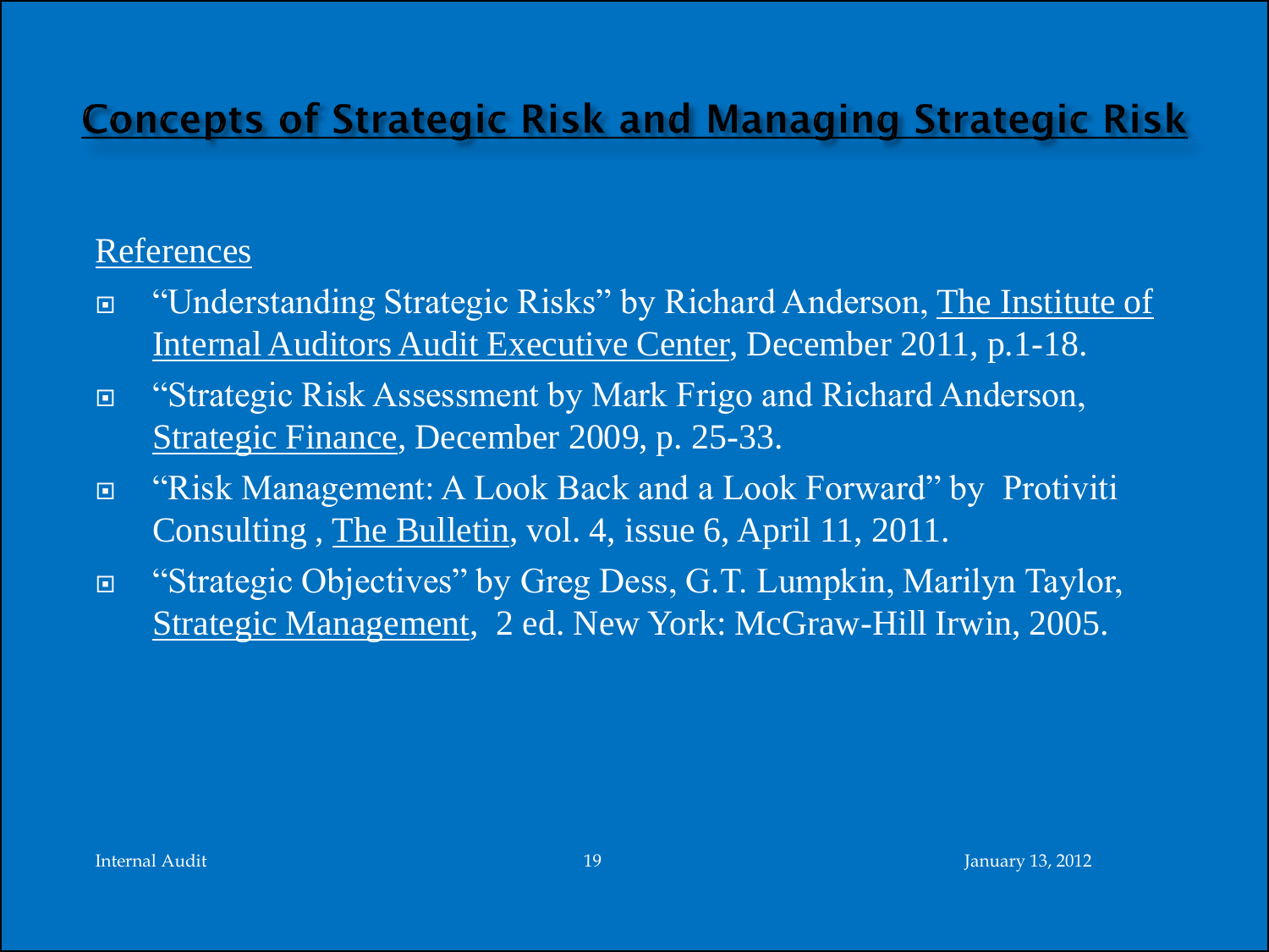# Concepts of Strategic Risk and Managing Strategic Risk

References

- "Understanding Strategic Risks" by Richard Anderson, The Institute of Internal Auditors Audit Executive Center, December 2011, p.1-18.
- "Strategic Risk Assessment by Mark Frigo and Richard Anderson, Strategic Finance, December 2009, p. 25-33.
- "Risk Management: A Look Back and a Look Forward" by Protiviti Consulting , The Bulletin, vol. 4, issue 6, April 11, 2011.
- "Strategic Objectives" by Greg Dess, G.T. Lumpkin, Marilyn Taylor, Strategic Management, 2 ed. New York: McGraw-Hill Irwin, 2005.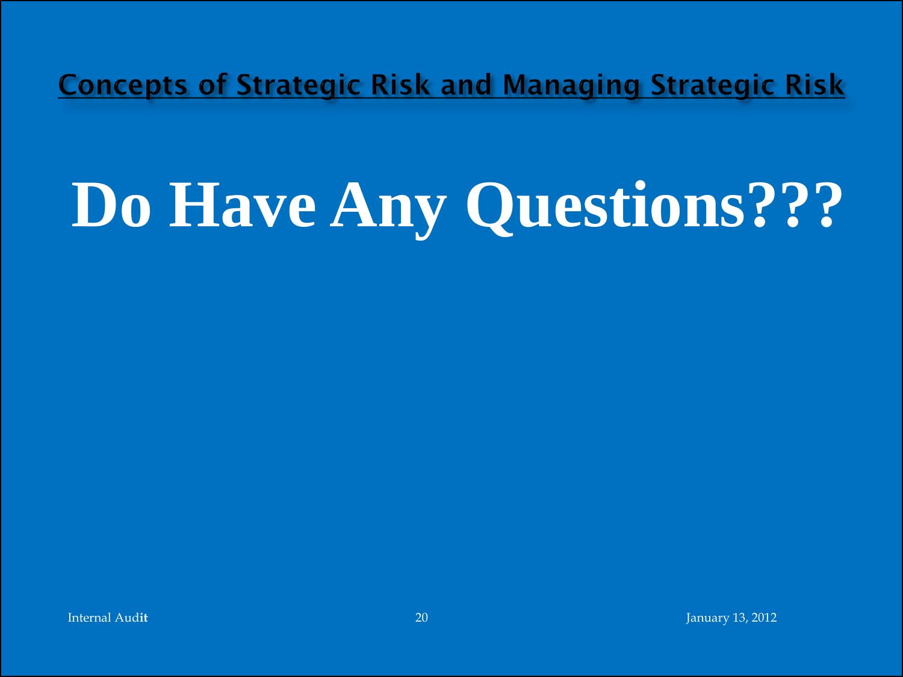## Concepts of Strategic Risk and Managing Strategic Risk

# Do Have Any Questions???